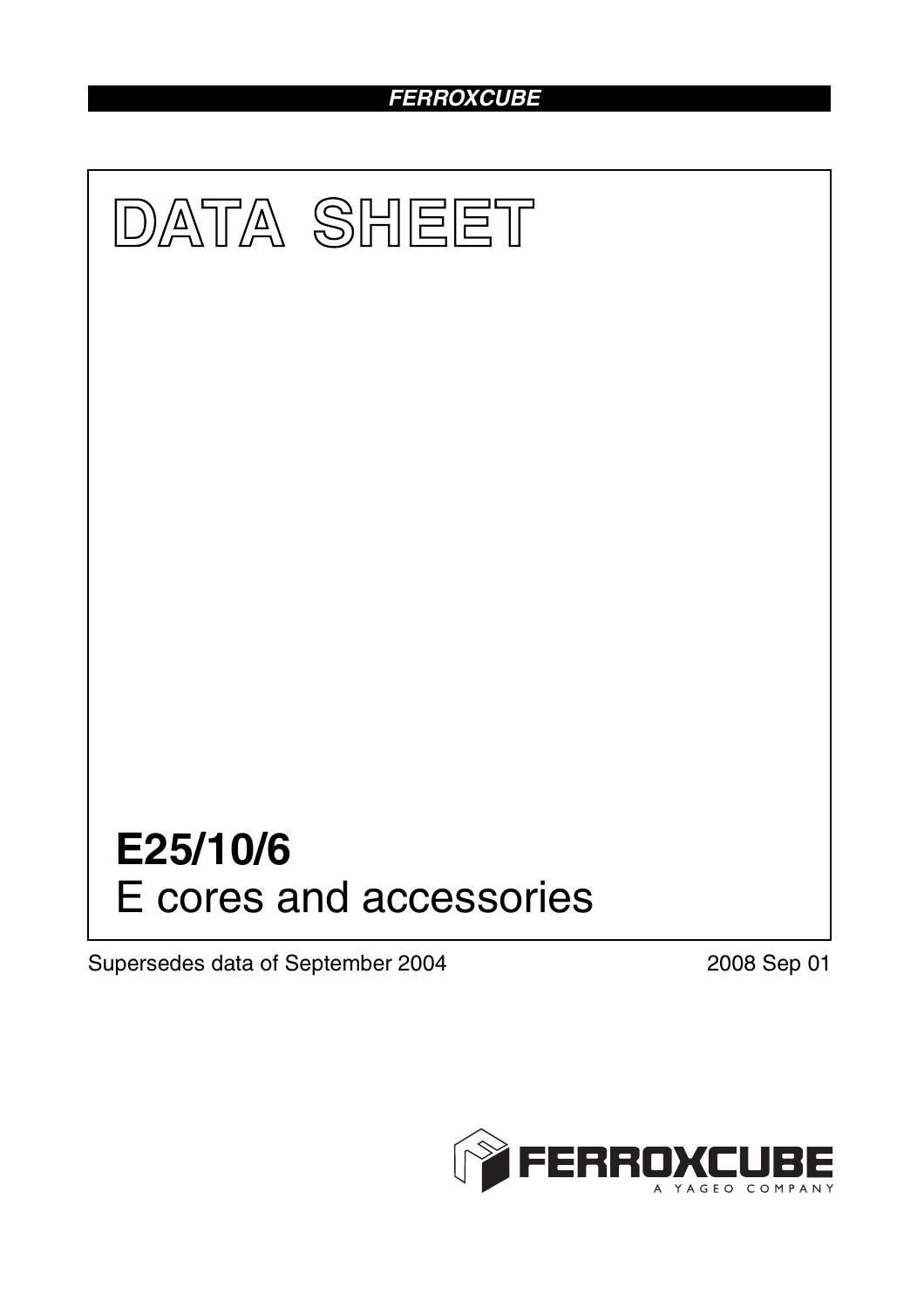FERROXCUBE

# DATA SHEET

## E25/10/6
E cores and accessories

Supersedes data of September 2004

2008 Sep 01

FERROXCUBE
A YAGEO COMPANY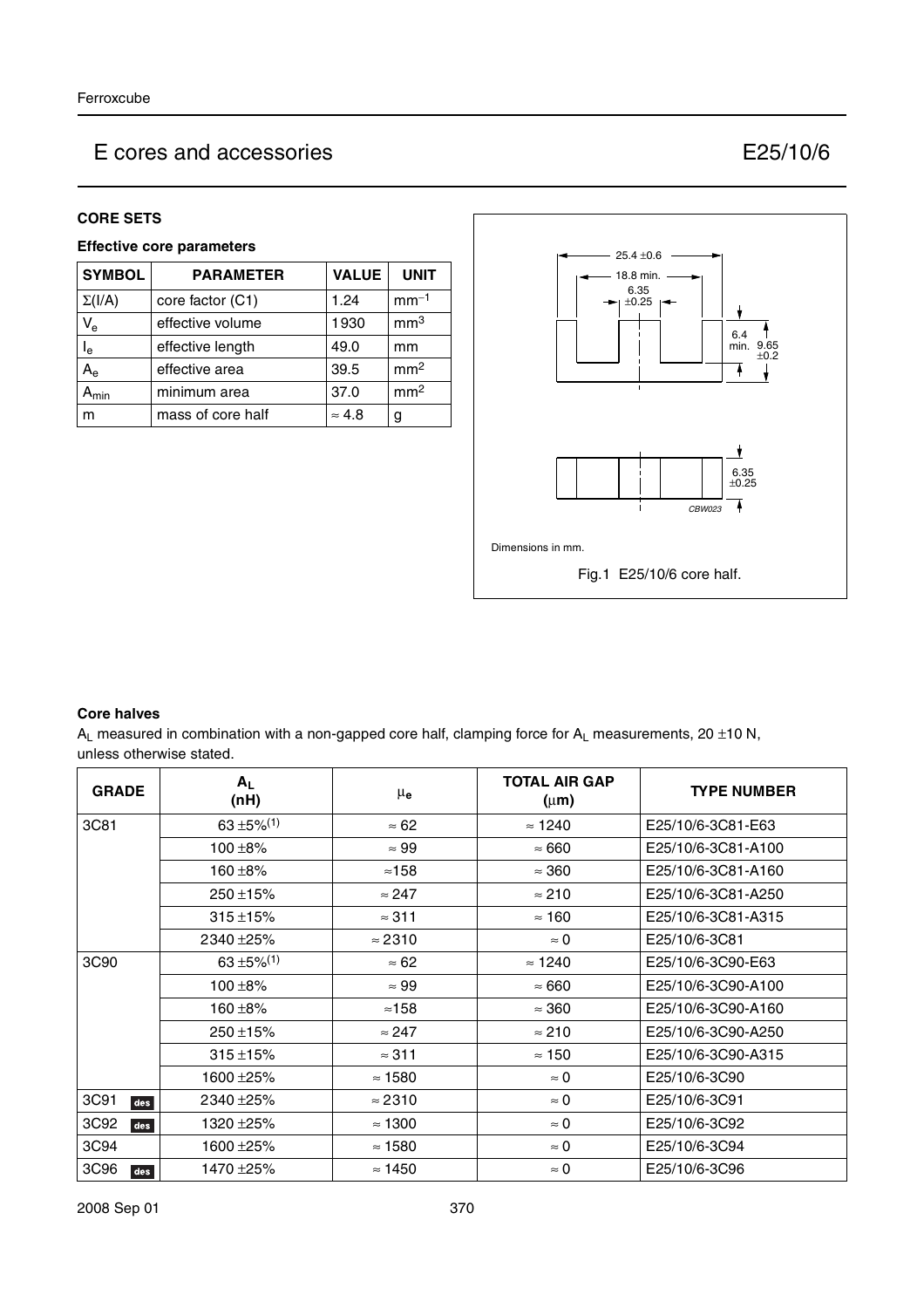# E cores and accessories E25/10/6

## CORE SETS

### Effective core parameters

| SYMBOL | PARAMETER | VALUE | UNIT |
|---|---|---|---|
| $\Sigma(I/A)$ | core factor (C1) | 1.24 | $mm^{-1}$ |
| $V_e$ | effective volume | 1930 | $mm^3$ |
| $I_e$ | effective length | 49.0 | mm |
| $A_e$ | effective area | 39.5 | $mm^2$ |
| $A_{min}$ | minimum area | 37.0 | $mm^2$ |
| m | mass of core half | ≈ 4.8 | g |

Dimensions in mm.

Fig.1 E25/10/6 core half.

### Core halves

$A_L$ measured in combination with a non-gapped core half, clamping force for $A_L$ measurements, 20 ±10 N, unless otherwise stated.

| GRADE | $A_L$ (nH) | $\mu_e$ | TOTAL AIR GAP ($\mu$m) | TYPE NUMBER |
|---|---|---|---|---|
| 3C81 | 63 ±5%(1) | ≈ 62 | ≈ 1240 | E25/10/6-3C81-E63 |
| | 100 ±8% | ≈ 99 | ≈ 660 | E25/10/6-3C81-A100 |
| | 160 ±8% | ≈158 | ≈ 360 | E25/10/6-3C81-A160 |
| | 250 ±15% | ≈ 247 | ≈ 210 | E25/10/6-3C81-A250 |
| | 315 ±15% | ≈ 311 | ≈ 160 | E25/10/6-3C81-A315 |
| | 2340 ±25% | ≈ 2310 | ≈ 0 | E25/10/6-3C81 |
| 3C90 | 63 ±5%(1) | ≈ 62 | ≈ 1240 | E25/10/6-3C90-E63 |
| | 100 ±8% | ≈ 99 | ≈ 660 | E25/10/6-3C90-A100 |
| | 160 ±8% | ≈158 | ≈ 360 | E25/10/6-3C90-A160 |
| | 250 ±15% | ≈ 247 | ≈ 210 | E25/10/6-3C90-A250 |
| | 315 ±15% | ≈ 311 | ≈ 150 | E25/10/6-3C90-A315 |
| | 1600 ±25% | ≈ 1580 | ≈ 0 | E25/10/6-3C90 |
| 3C91 des | 2340 ±25% | ≈ 2310 | ≈ 0 | E25/10/6-3C91 |
| 3C92 des | 1320 ±25% | ≈ 1300 | ≈ 0 | E25/10/6-3C92 |
| 3C94 | 1600 ±25% | ≈ 1580 | ≈ 0 | E25/10/6-3C94 |
| 3C96 des | 1470 ±25% | ≈ 1450 | ≈ 0 | E25/10/6-3C96 |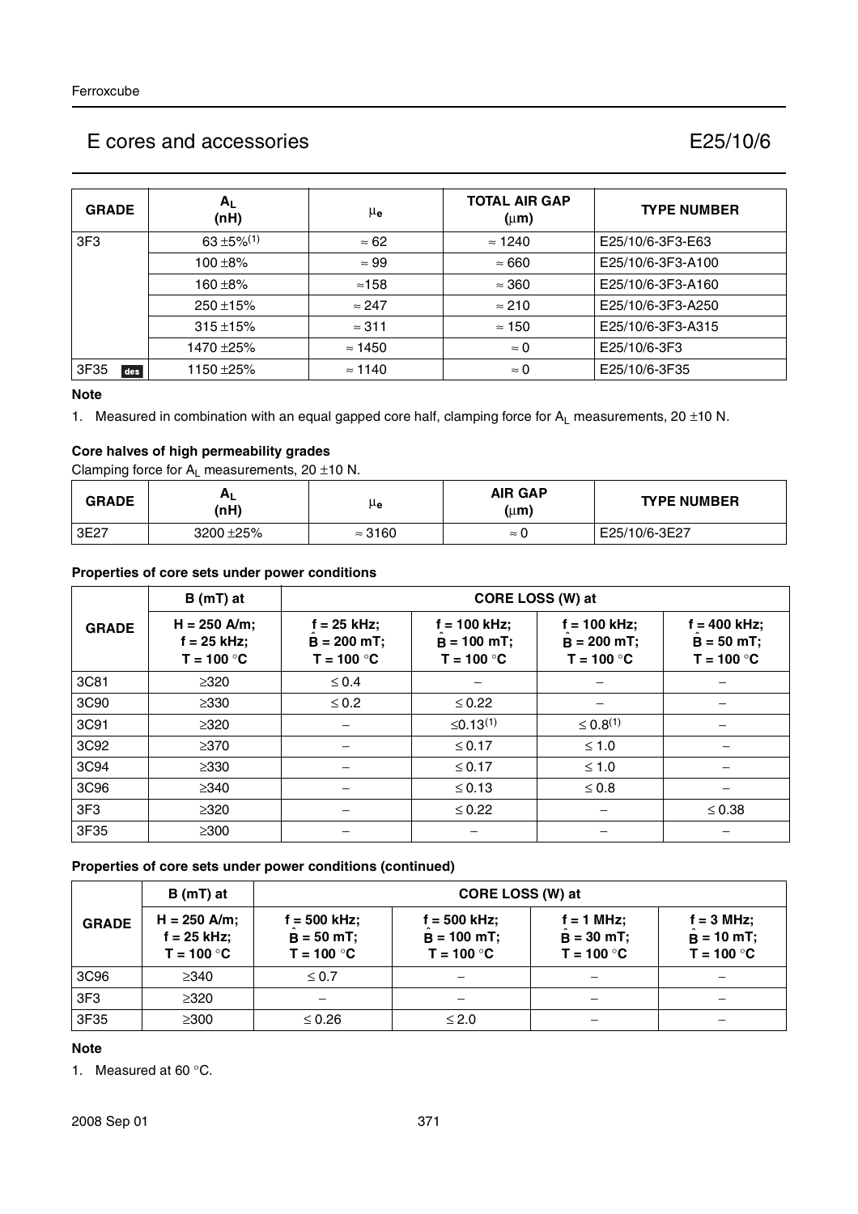# E cores and accessories

## E25/10/6

| GRADE | $A_L$ (nH) | $\mu_e$ | TOTAL AIR GAP (μm) | TYPE NUMBER |
|---|---|---|---|---|
| 3F3 | 63 ±5%[1] | ≈ 62 | ≈ 1240 | E25/10/6-3F3-E63 |
| | 100 ±8% | ≈ 99 | ≈ 660 | E25/10/6-3F3-A100 |
| | 160 ±8% | ≈158 | ≈ 360 | E25/10/6-3F3-A160 |
| | 250 ±15% | ≈ 247 | ≈ 210 | E25/10/6-3F3-A250 |
| | 315 ±15% | ≈ 311 | ≈ 150 | E25/10/6-3F3-A315 |
| | 1470 ±25% | ≈ 1450 | ≈ 0 | E25/10/6-3F3 |
| 3F35 des | 1150 ±25% | ≈ 1140 | ≈ 0 | E25/10/6-3F35 |

**Note**

1. Measured in combination with an equal gapped core half, clamping force for $A_L$ measurements, 20 ±10 N.

**Core halves of high permeability grades**

Clamping force for $A_L$ measurements, 20 ±10 N.

| GRADE | $A_L$ (nH) | $\mu_e$ | AIR GAP (μm) | TYPE NUMBER |
|---|---|---|---|---|
| 3E27 | 3200 ±25% | ≈ 3160 | ≈ 0 | E25/10/6-3E27 |

**Properties of core sets under power conditions**

| GRADE | B (mT) at | CORE LOSS (W) at | | | |
|---|---|---|---|---|---|
| | H = 250 A/m; f = 25 kHz; T = 100 °C | f = 25 kHz; $\hat{B}$ = 200 mT; T = 100 °C | f = 100 kHz; $\hat{B}$ = 100 mT; T = 100 °C | f = 100 kHz; $\hat{B}$ = 200 mT; T = 100 °C | f = 400 kHz; $\hat{B}$ = 50 mT; T = 100 °C |
| 3C81 | ≥320 | ≤ 0.4 | – | – | – |
| 3C90 | ≥330 | ≤ 0.2 | ≤ 0.22 | – | – |
| 3C91 | ≥320 | – | ≤0.13[1] | ≤ 0.8[1] | – |
| 3C92 | ≥370 | – | ≤ 0.17 | ≤ 1.0 | – |
| 3C94 | ≥330 | – | ≤ 0.17 | ≤ 1.0 | – |
| 3C96 | ≥340 | – | ≤ 0.13 | ≤ 0.8 | – |
| 3F3 | ≥320 | – | ≤ 0.22 | – | ≤ 0.38 |
| 3F35 | ≥300 | – | – | – | – |

**Properties of core sets under power conditions (continued)**

| GRADE | B (mT) at | CORE LOSS (W) at | | | |
|---|---|---|---|---|---|
| | H = 250 A/m; f = 25 kHz; T = 100 °C | f = 500 kHz; $\hat{B}$ = 50 mT; T = 100 °C | f = 500 kHz; $\hat{B}$ = 100 mT; T = 100 °C | f = 1 MHz; $\hat{B}$ = 30 mT; T = 100 °C | f = 3 MHz; $\hat{B}$ = 10 mT; T = 100 °C |
| 3C96 | ≥340 | ≤ 0.7 | – | – | – |
| 3F3 | ≥320 | – | – | – | – |
| 3F35 | ≥300 | ≤ 0.26 | ≤ 2.0 | – | – |

**Note**

1. Measured at 60 °C.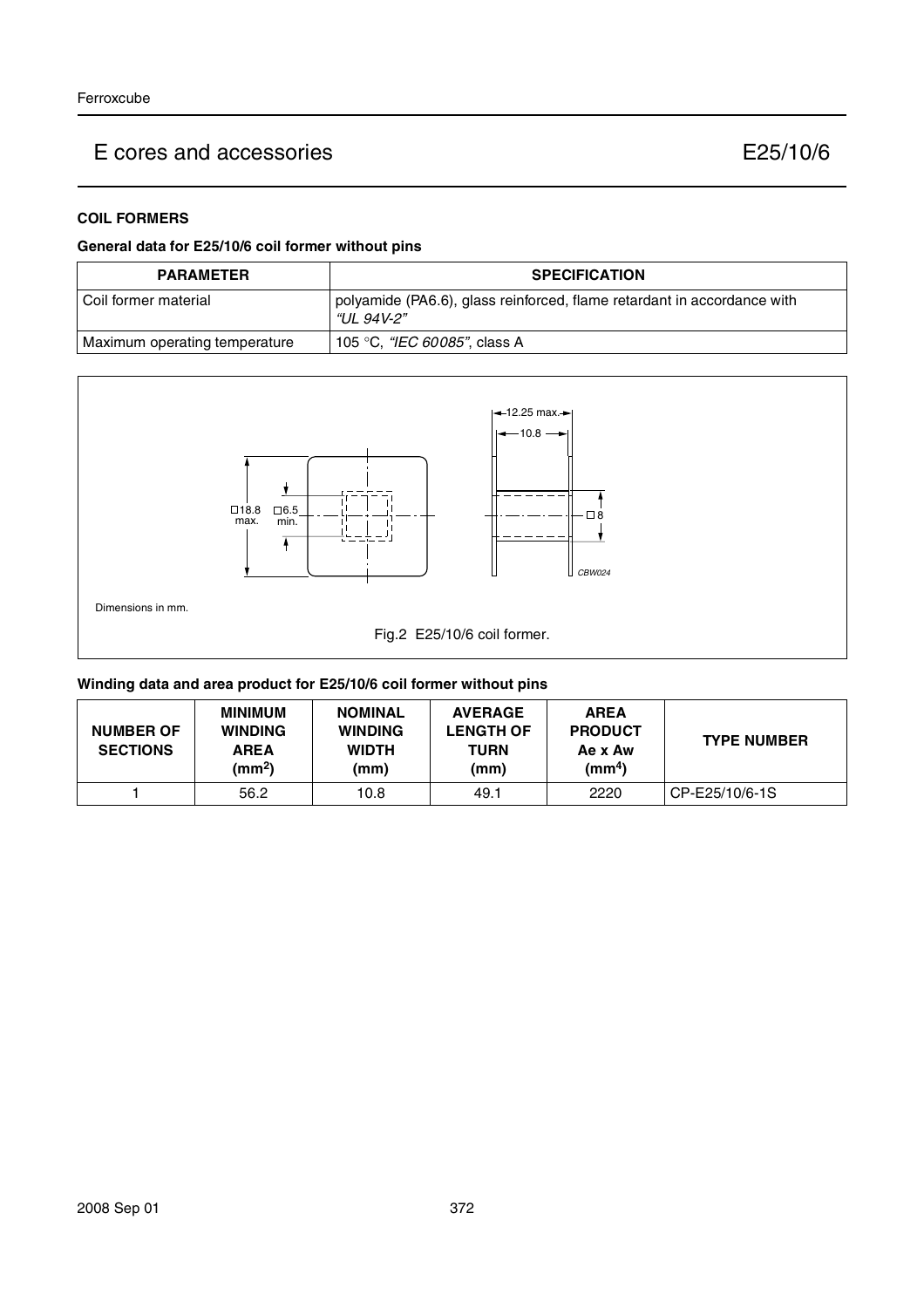## COIL FORMERS

### General data for E25/10/6 coil former without pins

| PARAMETER | SPECIFICATION |
| --- | --- |
| Coil former material | polyamide (PA6.6), glass reinforced, flame retardant in accordance with *"UL 94V-2"* |
| Maximum operating temperature | 105 °C, *"IEC 60085"*, class A |

Dimensions in mm.

Fig.2 E25/10/6 coil former.

### Winding data and area product for E25/10/6 coil former without pins

| NUMBER OF SECTIONS | MINIMUM WINDING AREA ($mm^2$) | NOMINAL WINDING WIDTH (mm) | AVERAGE LENGTH OF TURN (mm) | AREA PRODUCT Ae x Aw ($mm^4$) | TYPE NUMBER |
| --- | --- | --- | --- | --- | --- |
| 1 | 56.2 | 10.8 | 49.1 | 2220 | CP-E25/10/6-1S |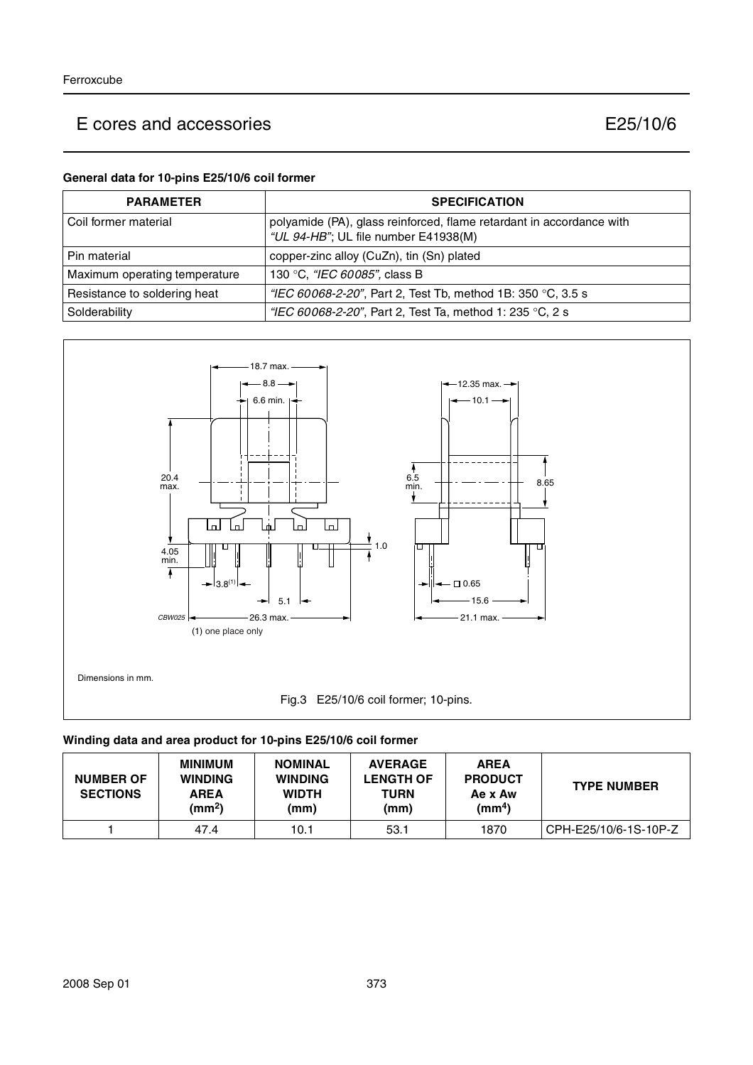# E cores and accessories E25/10/6

**General data for 10-pins E25/10/6 coil former**

| PARAMETER | SPECIFICATION |
|---|---|
| Coil former material | polyamide (PA), glass reinforced, flame retardant in accordance with *"UL 94-HB"*; UL file number E41938(M) |
| Pin material | copper-zinc alloy (CuZn), tin (Sn) plated |
| Maximum operating temperature | 130 °C, *"IEC 60085"*, class B |
| Resistance to soldering heat | *"IEC 60068-2-20"*, Part 2, Test Tb, method 1B: 350 °C, 3.5 s |
| Solderability | *"IEC 60068-2-20"*, Part 2, Test Ta, method 1: 235 °C, 2 s |

(1) one place only

Dimensions in mm.

Fig.3 E25/10/6 coil former; 10-pins.

**Winding data and area product for 10-pins E25/10/6 coil former**

| NUMBER OF SECTIONS | MINIMUM WINDING AREA ($mm^2$) | NOMINAL WINDING WIDTH (mm) | AVERAGE LENGTH OF TURN (mm) | AREA PRODUCT Ae x Aw ($mm^4$) | TYPE NUMBER |
|---|---|---|---|---|---|
| 1 | 47.4 | 10.1 | 53.1 | 1870 | CPH-E25/10/6-1S-10P-Z |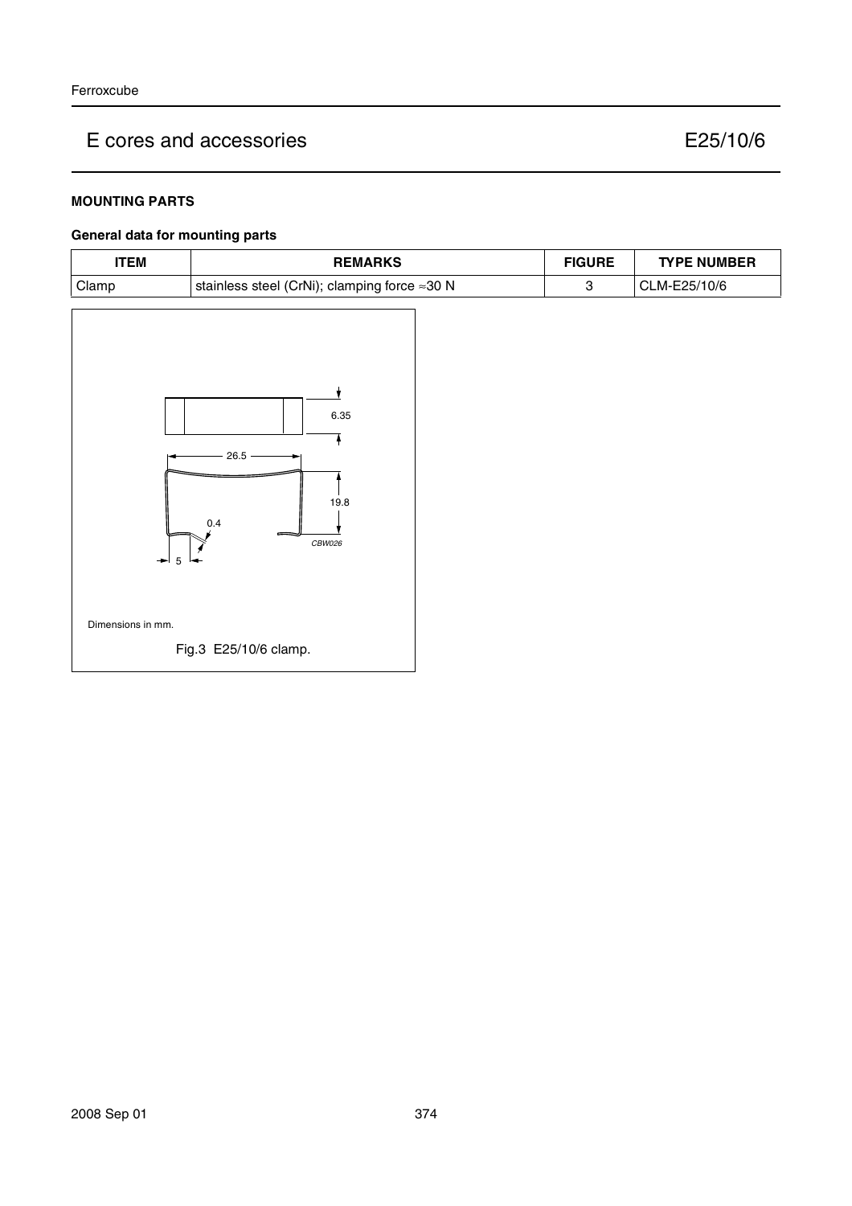# E cores and accessories E25/10/6

### MOUNTING PARTS

#### General data for mounting parts

| ITEM | REMARKS | FIGURE | TYPE NUMBER |
|---|---|---|---|
| Clamp | stainless steel (CrNi); clamping force ≈30 N | 3 | CLM-E25/10/6 |

Dimensions in mm.

Fig.3 E25/10/6 clamp.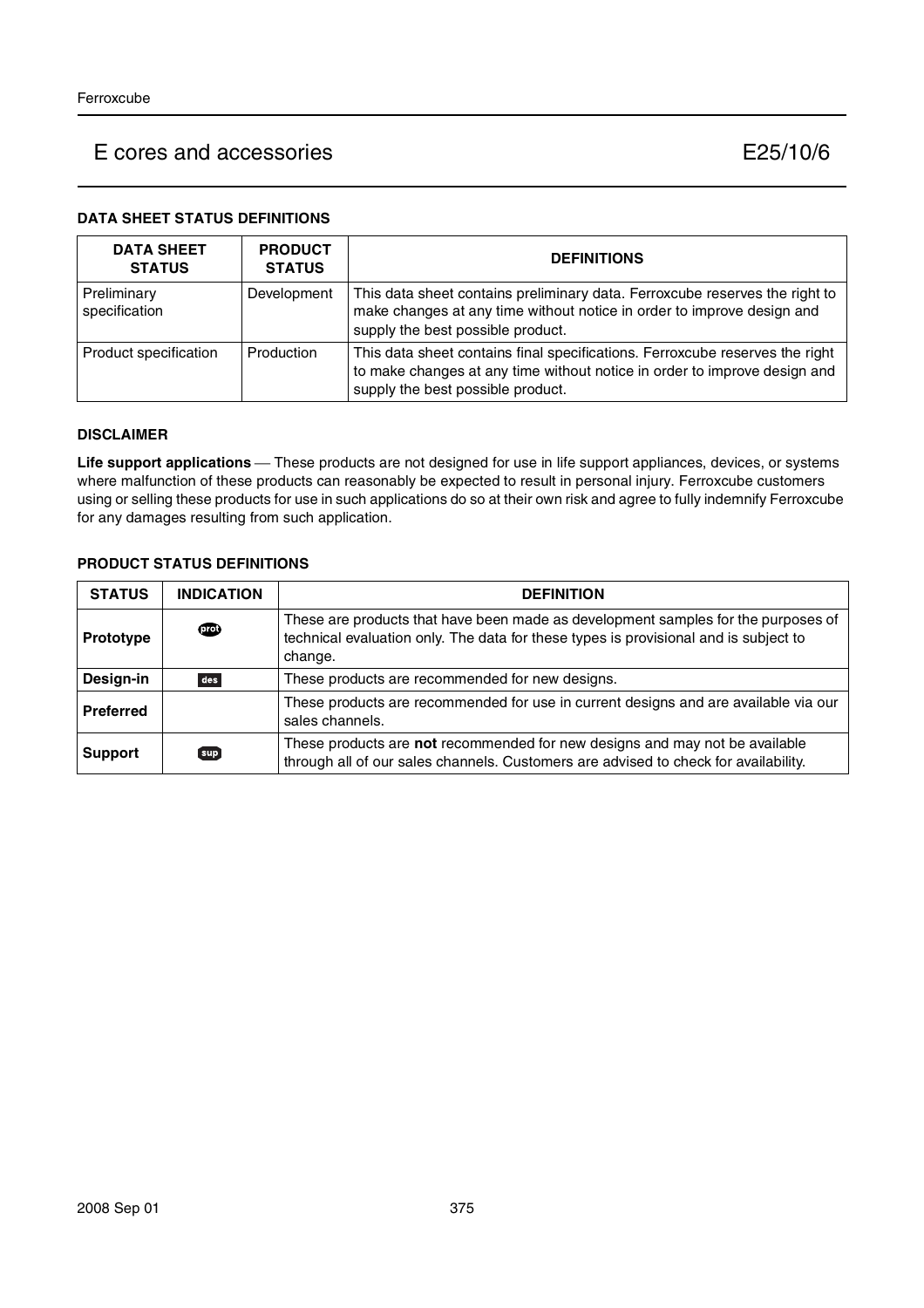## DATA SHEET STATUS DEFINITIONS

| DATA SHEET STATUS | PRODUCT STATUS | DEFINITIONS |
|---|---|---|
| Preliminary specification | Development | This data sheet contains preliminary data. Ferroxcube reserves the right to make changes at any time without notice in order to improve design and supply the best possible product. |
| Product specification | Production | This data sheet contains final specifications. Ferroxcube reserves the right to make changes at any time without notice in order to improve design and supply the best possible product. |

## DISCLAIMER

**Life support applications** — These products are not designed for use in life support appliances, devices, or systems where malfunction of these products can reasonably be expected to result in personal injury. Ferroxcube customers using or selling these products for use in such applications do so at their own risk and agree to fully indemnify Ferroxcube for any damages resulting from such application.

## PRODUCT STATUS DEFINITIONS

| STATUS | INDICATION | DEFINITION |
|---|---|---|
| **Prototype** | prot | These are products that have been made as development samples for the purposes of technical evaluation only. The data for these types is provisional and is subject to change. |
| **Design-in** | des | These products are recommended for new designs. |
| **Preferred** | | These products are recommended for use in current designs and are available via our sales channels. |
| **Support** | sup | These products are **not** recommended for new designs and may not be available through all of our sales channels. Customers are advised to check for availability. |